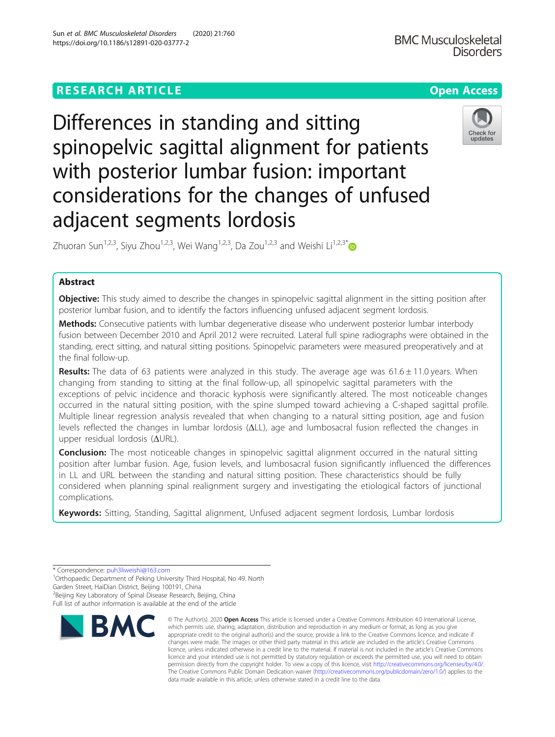RESEARCH ARTICLE

Open Access

# Differences in standing and sitting spinopelvic sagittal alignment for patients with posterior lumbar fusion: important considerations for the changes of unfused adjacent segments lordosis

Zhuoran Sun[1,2,3], Siyu Zhou[1,2,3], Wei Wang[1,2,3], Da Zou[1,2,3] and Weishi Li[1,2,3*]

## Abstract

**Objective:** This study aimed to describe the changes in spinopelvic sagittal alignment in the sitting position after posterior lumbar fusion, and to identify the factors influencing unfused adjacent segment lordosis.

**Methods:** Consecutive patients with lumbar degenerative disease who underwent posterior lumbar interbody fusion between December 2010 and April 2012 were recruited. Lateral full spine radiographs were obtained in the standing, erect sitting, and natural sitting positions. Spinopelvic parameters were measured preoperatively and at the final follow-up.

**Results:** The data of 63 patients were analyzed in this study. The average age was 61.6 ± 11.0 years. When changing from standing to sitting at the final follow-up, all spinopelvic sagittal parameters with the exceptions of pelvic incidence and thoracic kyphosis were significantly altered. The most noticeable changes occurred in the natural sitting position, with the spine slumped toward achieving a C-shaped sagittal profile. Multiple linear regression analysis revealed that when changing to a natural sitting position, age and fusion levels reflected the changes in lumbar lordosis (ΔLL), age and lumbosacral fusion reflected the changes in upper residual lordosis (ΔURL).

**Conclusion:** The most noticeable changes in spinopelvic sagittal alignment occurred in the natural sitting position after lumbar fusion. Age, fusion levels, and lumbosacral fusion significantly influenced the differences in LL and URL between the standing and natural sitting position. These characteristics should be fully considered when planning spinal realignment surgery and investigating the etiological factors of junctional complications.

**Keywords:** Sitting, Standing, Sagittal alignment, Unfused adjacent segment lordosis, Lumbar lordosis

* Correspondence: puh3liweishi@163.com
[1]Orthopaedic Department of Peking University Third Hospital, No 49. North Garden Street, HaiDian District, Beijing 100191, China
[2]Beijing Key Laboratory of Spinal Disease Research, Beijing, China
Full list of author information is available at the end of the article

© The Author(s). 2020 **Open Access** This article is licensed under a Creative Commons Attribution 4.0 International License, which permits use, sharing, adaptation, distribution and reproduction in any medium or format, as long as you give appropriate credit to the original author(s) and the source, provide a link to the Creative Commons licence, and indicate if changes were made. The images or other third party material in this article are included in the article's Creative Commons licence, unless indicated otherwise in a credit line to the material. If material is not included in the article's Creative Commons licence and your intended use is not permitted by statutory regulation or exceeds the permitted use, you will need to obtain permission directly from the copyright holder. To view a copy of this licence, visit http://creativecommons.org/licenses/by/4.0/. The Creative Commons Public Domain Dedication waiver (http://creativecommons.org/publicdomain/zero/1.0/) applies to the data made available in this article, unless otherwise stated in a credit line to the data.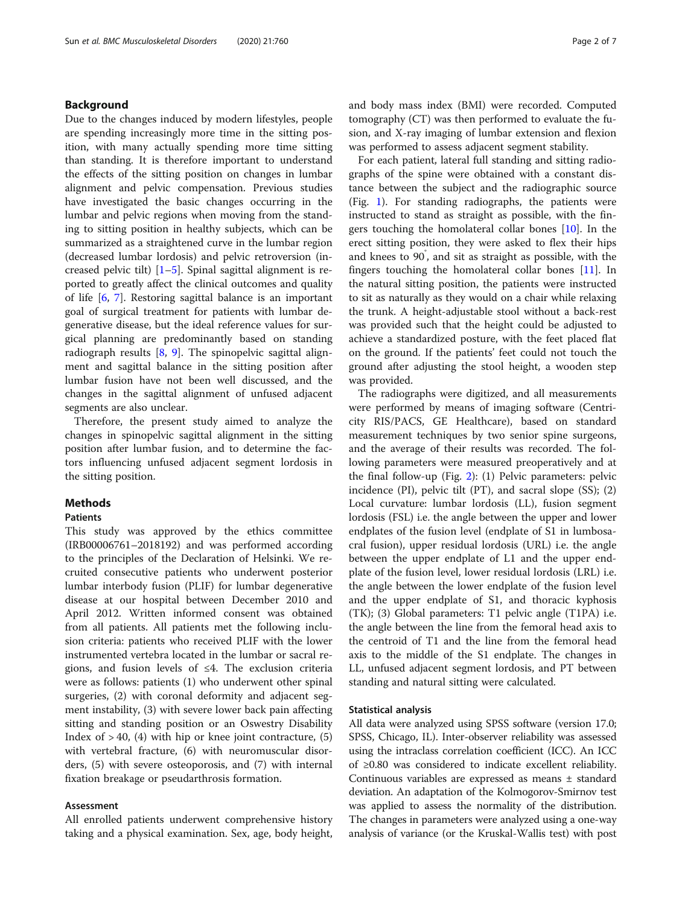## Background

Due to the changes induced by modern lifestyles, people are spending increasingly more time in the sitting position, with many actually spending more time sitting than standing. It is therefore important to understand the effects of the sitting position on changes in lumbar alignment and pelvic compensation. Previous studies have investigated the basic changes occurring in the lumbar and pelvic regions when moving from the standing to sitting position in healthy subjects, which can be summarized as a straightened curve in the lumbar region (decreased lumbar lordosis) and pelvic retroversion (increased pelvic tilt) [1–5]. Spinal sagittal alignment is reported to greatly affect the clinical outcomes and quality of life [6, 7]. Restoring sagittal balance is an important goal of surgical treatment for patients with lumbar degenerative disease, but the ideal reference values for surgical planning are predominantly based on standing radiograph results [8, 9]. The spinopelvic sagittal alignment and sagittal balance in the sitting position after lumbar fusion have not been well discussed, and the changes in the sagittal alignment of unfused adjacent segments are also unclear.

Therefore, the present study aimed to analyze the changes in spinopelvic sagittal alignment in the sitting position after lumbar fusion, and to determine the factors influencing unfused adjacent segment lordosis in the sitting position.

## Methods

### Patients

This study was approved by the ethics committee (IRB00006761–2018192) and was performed according to the principles of the Declaration of Helsinki. We recruited consecutive patients who underwent posterior lumbar interbody fusion (PLIF) for lumbar degenerative disease at our hospital between December 2010 and April 2012. Written informed consent was obtained from all patients. All patients met the following inclusion criteria: patients who received PLIF with the lower instrumented vertebra located in the lumbar or sacral regions, and fusion levels of ≤4. The exclusion criteria were as follows: patients (1) who underwent other spinal surgeries, (2) with coronal deformity and adjacent segment instability, (3) with severe lower back pain affecting sitting and standing position or an Oswestry Disability Index of > 40, (4) with hip or knee joint contracture, (5) with vertebral fracture, (6) with neuromuscular disorders, (5) with severe osteoporosis, and (7) with internal fixation breakage or pseudarthrosis formation.

### Assessment

All enrolled patients underwent comprehensive history taking and a physical examination. Sex, age, body height, and body mass index (BMI) were recorded. Computed tomography (CT) was then performed to evaluate the fusion, and X-ray imaging of lumbar extension and flexion was performed to assess adjacent segment stability.

For each patient, lateral full standing and sitting radiographs of the spine were obtained with a constant distance between the subject and the radiographic source (Fig. 1). For standing radiographs, the patients were instructed to stand as straight as possible, with the fingers touching the homolateral collar bones [10]. In the erect sitting position, they were asked to flex their hips and knees to 90°, and sit as straight as possible, with the fingers touching the homolateral collar bones [11]. In the natural sitting position, the patients were instructed to sit as naturally as they would on a chair while relaxing the trunk. A height-adjustable stool without a back-rest was provided such that the height could be adjusted to achieve a standardized posture, with the feet placed flat on the ground. If the patients' feet could not touch the ground after adjusting the stool height, a wooden step was provided.

The radiographs were digitized, and all measurements were performed by means of imaging software (Centricity RIS/PACS, GE Healthcare), based on standard measurement techniques by two senior spine surgeons, and the average of their results was recorded. The following parameters were measured preoperatively and at the final follow-up (Fig. 2): (1) Pelvic parameters: pelvic incidence (PI), pelvic tilt (PT), and sacral slope (SS); (2) Local curvature: lumbar lordosis (LL), fusion segment lordosis (FSL) i.e. the angle between the upper and lower endplates of the fusion level (endplate of S1 in lumbosacral fusion), upper residual lordosis (URL) i.e. the angle between the upper endplate of L1 and the upper endplate of the fusion level, lower residual lordosis (LRL) i.e. the angle between the lower endplate of the fusion level and the upper endplate of S1, and thoracic kyphosis (TK); (3) Global parameters: T1 pelvic angle (T1PA) i.e. the angle between the line from the femoral head axis to the centroid of T1 and the line from the femoral head axis to the middle of the S1 endplate. The changes in LL, unfused adjacent segment lordosis, and PT between standing and natural sitting were calculated.

### Statistical analysis

All data were analyzed using SPSS software (version 17.0; SPSS, Chicago, IL). Inter-observer reliability was assessed using the intraclass correlation coefficient (ICC). An ICC of ≥0.80 was considered to indicate excellent reliability. Continuous variables are expressed as means ± standard deviation. An adaptation of the Kolmogorov-Smirnov test was applied to assess the normality of the distribution. The changes in parameters were analyzed using a one-way analysis of variance (or the Kruskal-Wallis test) with post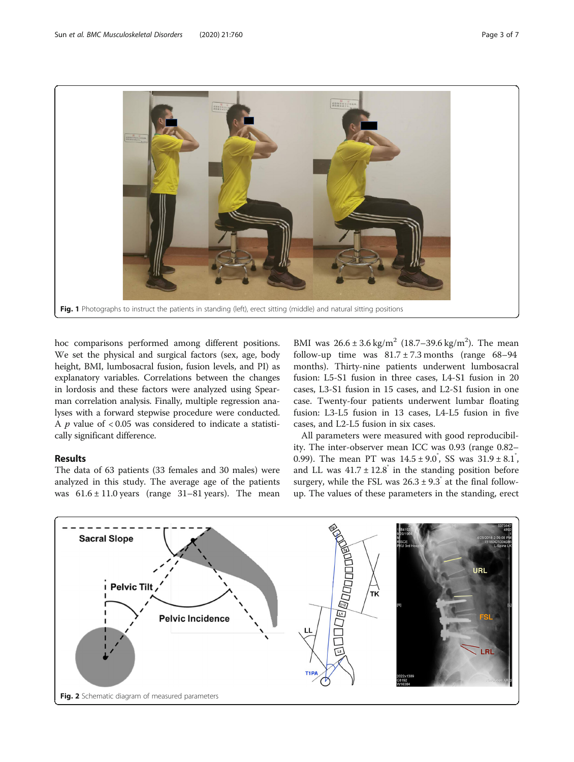Fig. 1 Photographs to instruct the patients in standing (left), erect sitting (middle) and natural sitting positions

hoc comparisons performed among different positions. We set the physical and surgical factors (sex, age, body height, BMI, lumbosacral fusion, fusion levels, and PI) as explanatory variables. Correlations between the changes in lordosis and these factors were analyzed using Spearman correlation analysis. Finally, multiple regression analyses with a forward stepwise procedure were conducted. A $p$ value of $< 0.05$ was considered to indicate a statistically significant difference.

## Results

The data of 63 patients (33 females and 30 males) were analyzed in this study. The average age of the patients was 61.6 ± 11.0 years (range 31–81 years). The mean BMI was 26.6 ± 3.6 kg/m$^2$ (18.7–39.6 kg/m$^2$). The mean follow-up time was 81.7 ± 7.3 months (range 68–94 months). Thirty-nine patients underwent lumbosacral fusion: L5-S1 fusion in three cases, L4-S1 fusion in 20 cases, L3-S1 fusion in 15 cases, and L2-S1 fusion in one case. Twenty-four patients underwent lumbar floating fusion: L3-L5 fusion in 13 cases, L4-L5 fusion in five cases, and L2-L5 fusion in six cases.

All parameters were measured with good reproducibility. The inter-observer mean ICC was 0.93 (range 0.82–0.99). The mean PT was 14.5 ± 9.0°, SS was 31.9 ± 8.1°, and LL was 41.7 ± 12.8° in the standing position before surgery, while the FSL was 26.3 ± 9.3° at the final follow-up. The values of these parameters in the standing, erect

Fig. 2 Schematic diagram of measured parameters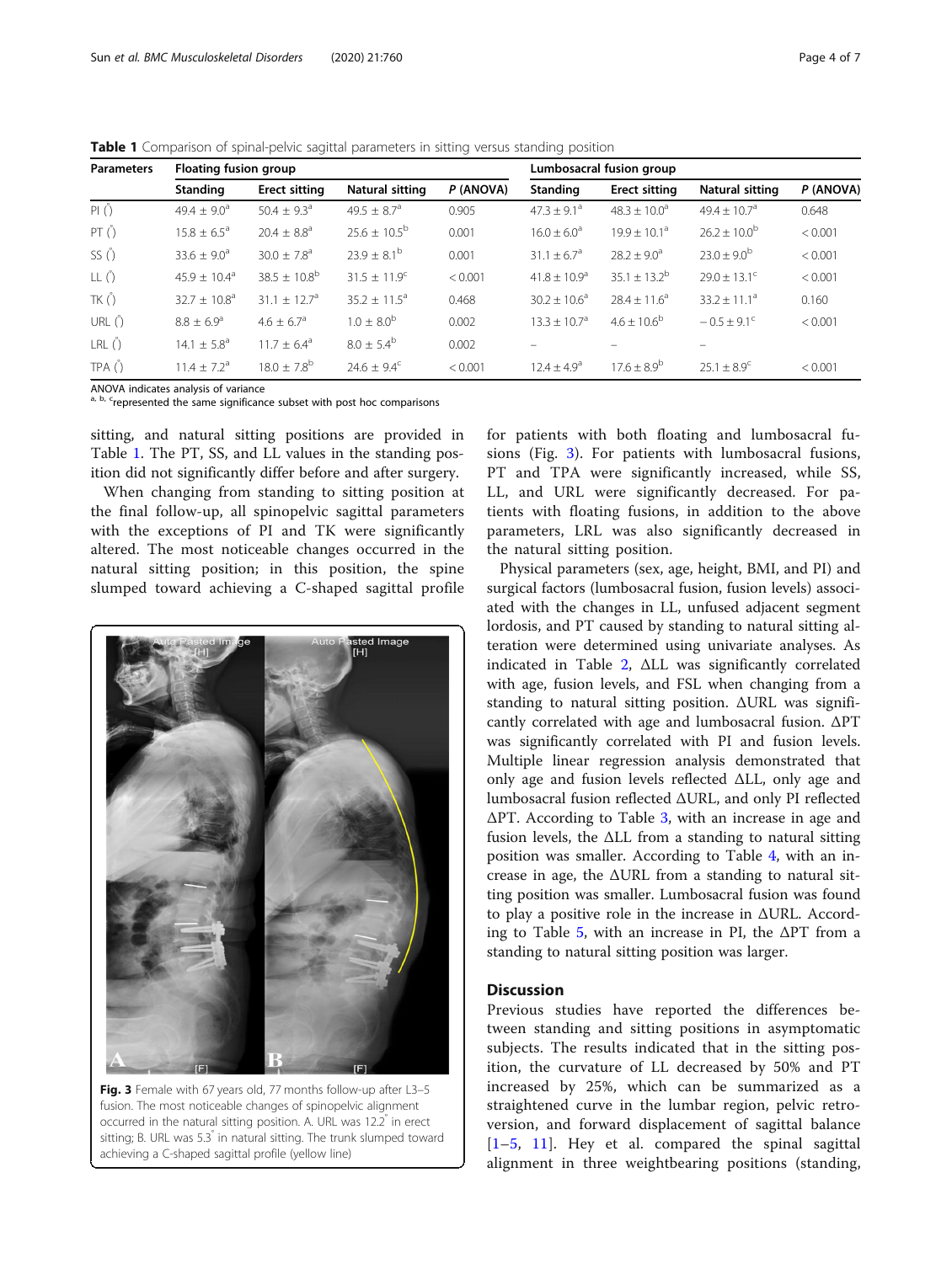**Table 1** Comparison of spinal-pelvic sagittal parameters in sitting versus standing position

| Parameters | Floating fusion group | | | | Lumbosacral fusion group | | | |
|---|---|---|---|---|---|---|---|---|
| | Standing | Erect sitting | Natural sitting | P (ANOVA) | Standing | Erect sitting | Natural sitting | P (ANOVA) |
| PI (°) | 49.4 ± 9.0[a] | 50.4 ± 9.3[a] | 49.5 ± 8.7[a] | 0.905 | 47.3 ± 9.1[a] | 48.3 ± 10.0[a] | 49.4 ± 10.7[a] | 0.648 |
| PT (°) | 15.8 ± 6.5[a] | 20.4 ± 8.8[a] | 25.6 ± 10.5[b] | 0.001 | 16.0 ± 6.0[a] | 19.9 ± 10.1[a] | 26.2 ± 10.0[b] | < 0.001 |
| SS (°) | 33.6 ± 9.0[a] | 30.0 ± 7.8[a] | 23.9 ± 8.1[b] | 0.001 | 31.1 ± 6.7[a] | 28.2 ± 9.0[a] | 23.0 ± 9.0[b] | < 0.001 |
| LL (°) | 45.9 ± 10.4[a] | 38.5 ± 10.8[b] | 31.5 ± 11.9[c] | < 0.001 | 41.8 ± 10.9[a] | 35.1 ± 13.2[b] | 29.0 ± 13.1[c] | < 0.001 |
| TK (°) | 32.7 ± 10.8[a] | 31.1 ± 12.7[a] | 35.2 ± 11.5[a] | 0.468 | 30.2 ± 10.6[a] | 28.4 ± 11.6[a] | 33.2 ± 11.1[a] | 0.160 |
| URL (°) | 8.8 ± 6.9[a] | 4.6 ± 6.7[a] | 1.0 ± 8.0[b] | 0.002 | 13.3 ± 10.7[a] | 4.6 ± 10.6[b] | − 0.5 ± 9.1[c] | < 0.001 |
| LRL (°) | 14.1 ± 5.8[a] | 11.7 ± 6.4[a] | 8.0 ± 5.4[b] | 0.002 | – | – | – | |
| TPA (°) | 11.4 ± 7.2[a] | 18.0 ± 7.8[b] | 24.6 ± 9.4[c] | < 0.001 | 12.4 ± 4.9[a] | 17.6 ± 8.9[b] | 25.1 ± 8.9[c] | < 0.001 |

ANOVA indicates analysis of variance
[a, b, c]represented the same significance subset with post hoc comparisons

sitting, and natural sitting positions are provided in Table 1. The PT, SS, and LL values in the standing position did not significantly differ before and after surgery.

When changing from standing to sitting position at the final follow-up, all spinopelvic sagittal parameters with the exceptions of PI and TK were significantly altered. The most noticeable changes occurred in the natural sitting position; in this position, the spine slumped toward achieving a C-shaped sagittal profile for patients with both floating and lumbosacral fusions (Fig. 3). For patients with lumbosacral fusions, PT and TPA were significantly increased, while SS, LL, and URL were significantly decreased. For patients with floating fusions, in addition to the above parameters, LRL was also significantly decreased in the natural sitting position.

**Fig. 3** Female with 67 years old, 77 months follow-up after L3–5 fusion. The most noticeable changes of spinopelvic alignment occurred in the natural sitting position. A. URL was 12.2° in erect sitting; B. URL was 5.3° in natural sitting. The trunk slumped toward achieving a C-shaped sagittal profile (yellow line)

Physical parameters (sex, age, height, BMI, and PI) and surgical factors (lumbosacral fusion, fusion levels) associated with the changes in LL, unfused adjacent segment lordosis, and PT caused by standing to natural sitting alteration were determined using univariate analyses. As indicated in Table 2, ΔLL was significantly correlated with age, fusion levels, and FSL when changing from a standing to natural sitting position. ΔURL was significantly correlated with age and lumbosacral fusion. ΔPT was significantly correlated with PI and fusion levels. Multiple linear regression analysis demonstrated that only age and fusion levels reflected ΔLL, only age and lumbosacral fusion reflected ΔURL, and only PI reflected ΔPT. According to Table 3, with an increase in age and fusion levels, the ΔLL from a standing to natural sitting position was smaller. According to Table 4, with an increase in age, the ΔURL from a standing to natural sitting position was smaller. Lumbosacral fusion was found to play a positive role in the increase in ΔURL. According to Table 5, with an increase in PI, the ΔPT from a standing to natural sitting position was larger.

## Discussion

Previous studies have reported the differences between standing and sitting positions in asymptomatic subjects. The results indicated that in the sitting position, the curvature of LL decreased by 50% and PT increased by 25%, which can be summarized as a straightened curve in the lumbar region, pelvic retroversion, and forward displacement of sagittal balance [1–5, 11]. Hey et al. compared the spinal sagittal alignment in three weightbearing positions (standing,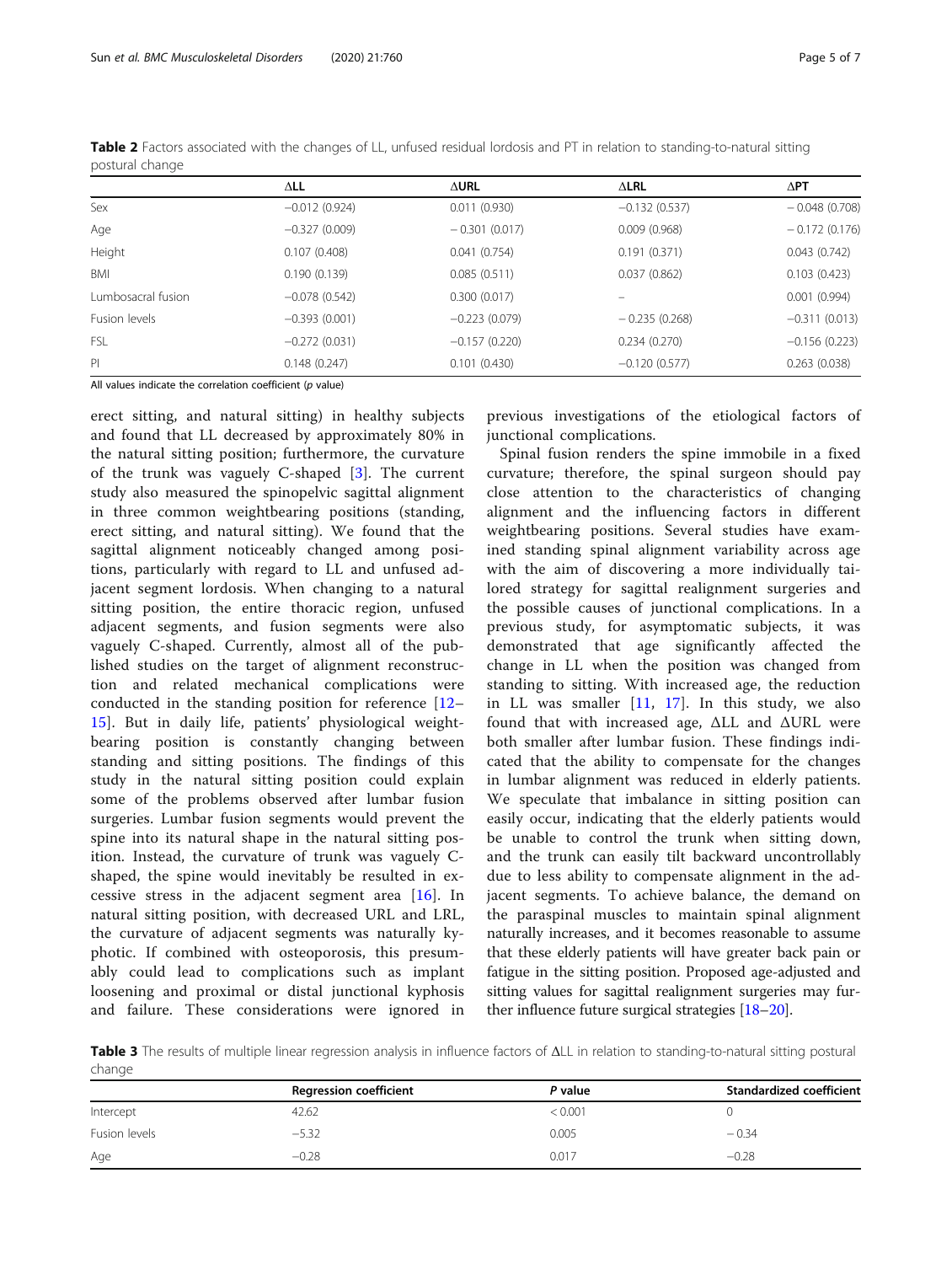**Table 2** Factors associated with the changes of LL, unfused residual lordosis and PT in relation to standing-to-natural sitting postural change

| | ΔLL | ΔURL | ΔLRL | ΔPT |
|---|---|---|---|---|
| Sex | −0.012 (0.924) | 0.011 (0.930) | −0.132 (0.537) | − 0.048 (0.708) |
| Age | −0.327 (0.009) | − 0.301 (0.017) | 0.009 (0.968) | − 0.172 (0.176) |
| Height | 0.107 (0.408) | 0.041 (0.754) | 0.191 (0.371) | 0.043 (0.742) |
| BMI | 0.190 (0.139) | 0.085 (0.511) | 0.037 (0.862) | 0.103 (0.423) |
| Lumbosacral fusion | −0.078 (0.542) | 0.300 (0.017) | – | 0.001 (0.994) |
| Fusion levels | −0.393 (0.001) | −0.223 (0.079) | − 0.235 (0.268) | −0.311 (0.013) |
| FSL | −0.272 (0.031) | −0.157 (0.220) | 0.234 (0.270) | −0.156 (0.223) |
| PI | 0.148 (0.247) | 0.101 (0.430) | −0.120 (0.577) | 0.263 (0.038) |

All values indicate the correlation coefficient (*p* value)

erect sitting, and natural sitting) in healthy subjects and found that LL decreased by approximately 80% in the natural sitting position; furthermore, the curvature of the trunk was vaguely C-shaped [3]. The current study also measured the spinopelvic sagittal alignment in three common weightbearing positions (standing, erect sitting, and natural sitting). We found that the sagittal alignment noticeably changed among positions, particularly with regard to LL and unfused adjacent segment lordosis. When changing to a natural sitting position, the entire thoracic region, unfused adjacent segments, and fusion segments were also vaguely C-shaped. Currently, almost all of the published studies on the target of alignment reconstruction and related mechanical complications were conducted in the standing position for reference [12–15]. But in daily life, patients' physiological weightbearing position is constantly changing between standing and sitting positions. The findings of this study in the natural sitting position could explain some of the problems observed after lumbar fusion surgeries. Lumbar fusion segments would prevent the spine into its natural shape in the natural sitting position. Instead, the curvature of trunk was vaguely C-shaped, the spine would inevitably be resulted in excessive stress in the adjacent segment area [16]. In natural sitting position, with decreased URL and LRL, the curvature of adjacent segments was naturally kyphotic. If combined with osteoporosis, this presumably could lead to complications such as implant loosening and proximal or distal junctional kyphosis and failure. These considerations were ignored in previous investigations of the etiological factors of junctional complications.

Spinal fusion renders the spine immobile in a fixed curvature; therefore, the spinal surgeon should pay close attention to the characteristics of changing alignment and the influencing factors in different weightbearing positions. Several studies have examined standing spinal alignment variability across age with the aim of discovering a more individually tailored strategy for sagittal realignment surgeries and the possible causes of junctional complications. In a previous study, for asymptomatic subjects, it was demonstrated that age significantly affected the change in LL when the position was changed from standing to sitting. With increased age, the reduction in LL was smaller [11, 17]. In this study, we also found that with increased age, ΔLL and ΔURL were both smaller after lumbar fusion. These findings indicated that the ability to compensate for the changes in lumbar alignment was reduced in elderly patients. We speculate that imbalance in sitting position can easily occur, indicating that the elderly patients would be unable to control the trunk when sitting down, and the trunk can easily tilt backward uncontrollably due to less ability to compensate alignment in the adjacent segments. To achieve balance, the demand on the paraspinal muscles to maintain spinal alignment naturally increases, and it becomes reasonable to assume that these elderly patients will have greater back pain or fatigue in the sitting position. Proposed age-adjusted and sitting values for sagittal realignment surgeries may further influence future surgical strategies [18–20].

**Table 3** The results of multiple linear regression analysis in influence factors of ΔLL in relation to standing-to-natural sitting postural change

| | Regression coefficient | *P* value | Standardized coefficient |
|---|---|---|---|
| Intercept | 42.62 | < 0.001 | 0 |
| Fusion levels | −5.32 | 0.005 | − 0.34 |
| Age | −0.28 | 0.017 | −0.28 |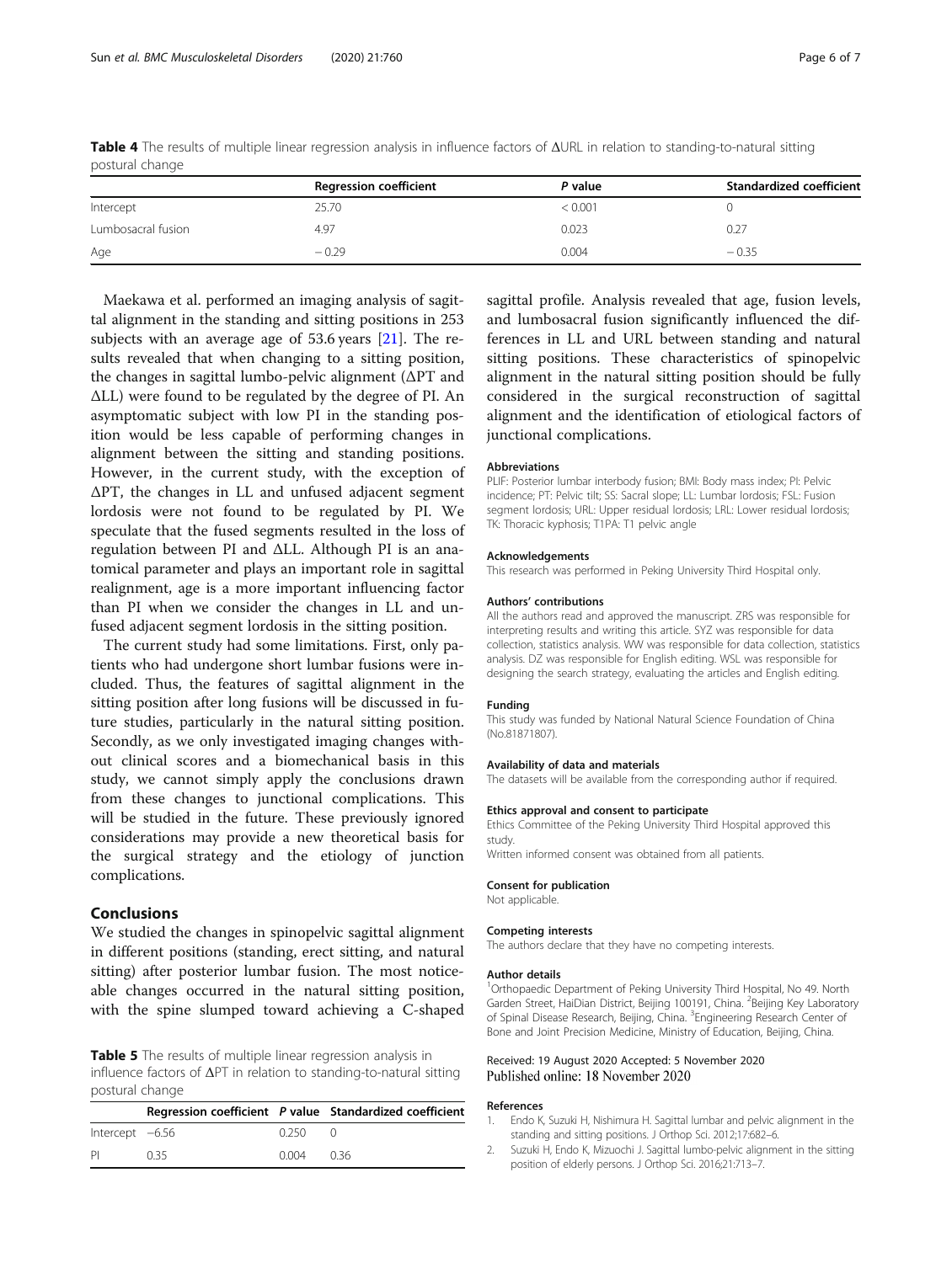**Table 4** The results of multiple linear regression analysis in influence factors of ΔURL in relation to standing-to-natural sitting postural change

| | Regression coefficient | *P* value | Standardized coefficient |
|---|---|---|---|
| Intercept | 25.70 | < 0.001 | 0 |
| Lumbosacral fusion | 4.97 | 0.023 | 0.27 |
| Age | − 0.29 | 0.004 | − 0.35 |

Maekawa et al. performed an imaging analysis of sagittal alignment in the standing and sitting positions in 253 subjects with an average age of 53.6 years [21]. The results revealed that when changing to a sitting position, the changes in sagittal lumbo-pelvic alignment (ΔPT and ΔLL) were found to be regulated by the degree of PI. An asymptomatic subject with low PI in the standing position would be less capable of performing changes in alignment between the sitting and standing positions. However, in the current study, with the exception of ΔPT, the changes in LL and unfused adjacent segment lordosis were not found to be regulated by PI. We speculate that the fused segments resulted in the loss of regulation between PI and ΔLL. Although PI is an anatomical parameter and plays an important role in sagittal realignment, age is a more important influencing factor than PI when we consider the changes in LL and unfused adjacent segment lordosis in the sitting position.

The current study had some limitations. First, only patients who had undergone short lumbar fusions were included. Thus, the features of sagittal alignment in the sitting position after long fusions will be discussed in future studies, particularly in the natural sitting position. Secondly, as we only investigated imaging changes without clinical scores and a biomechanical basis in this study, we cannot simply apply the conclusions drawn from these changes to junctional complications. This will be studied in the future. These previously ignored considerations may provide a new theoretical basis for the surgical strategy and the etiology of junction complications.

## Conclusions

We studied the changes in spinopelvic sagittal alignment in different positions (standing, erect sitting, and natural sitting) after posterior lumbar fusion. The most noticeable changes occurred in the natural sitting position, with the spine slumped toward achieving a C-shaped sagittal profile. Analysis revealed that age, fusion levels, and lumbosacral fusion significantly influenced the differences in LL and URL between standing and natural sitting positions. These characteristics of spinopelvic alignment in the natural sitting position should be fully considered in the surgical reconstruction of sagittal alignment and the identification of etiological factors of junctional complications.

**Table 5** The results of multiple linear regression analysis in influence factors of ΔPT in relation to standing-to-natural sitting postural change

| | Regression coefficient | *P* value | Standardized coefficient |
|---|---|---|---|
| Intercept | −6.56 | 0.250 | 0 |
| PI | 0.35 | 0.004 | 0.36 |

#### Abbreviations

PLIF: Posterior lumbar interbody fusion; BMI: Body mass index; PI: Pelvic incidence; PT: Pelvic tilt; SS: Sacral slope; LL: Lumbar lordosis; FSL: Fusion segment lordosis; URL: Upper residual lordosis; LRL: Lower residual lordosis; TK: Thoracic kyphosis; T1PA: T1 pelvic angle

#### Acknowledgements

This research was performed in Peking University Third Hospital only.

#### Authors' contributions

All the authors read and approved the manuscript. ZRS was responsible for interpreting results and writing this article. SYZ was responsible for data collection, statistics analysis. WW was responsible for data collection, statistics analysis. DZ was responsible for English editing. WSL was responsible for designing the search strategy, evaluating the articles and English editing.

#### Funding

This study was funded by National Natural Science Foundation of China (No.81871807).

#### Availability of data and materials

The datasets will be available from the corresponding author if required.

#### Ethics approval and consent to participate

Ethics Committee of the Peking University Third Hospital approved this study.
Written informed consent was obtained from all patients.

#### Consent for publication

Not applicable.

#### Competing interests

The authors declare that they have no competing interests.

#### Author details

[1]Orthopaedic Department of Peking University Third Hospital, No 49. North Garden Street, HaiDian District, Beijing 100191, China. [2]Beijing Key Laboratory of Spinal Disease Research, Beijing, China. [3]Engineering Research Center of Bone and Joint Precision Medicine, Ministry of Education, Beijing, China.

Received: 19 August 2020 Accepted: 5 November 2020
Published online: 18 November 2020

#### References

1. Endo K, Suzuki H, Nishimura H. Sagittal lumbar and pelvic alignment in the standing and sitting positions. J Orthop Sci. 2012;17:682–6.
2. Suzuki H, Endo K, Mizuochi J. Sagittal lumbo-pelvic alignment in the sitting position of elderly persons. J Orthop Sci. 2016;21:713–7.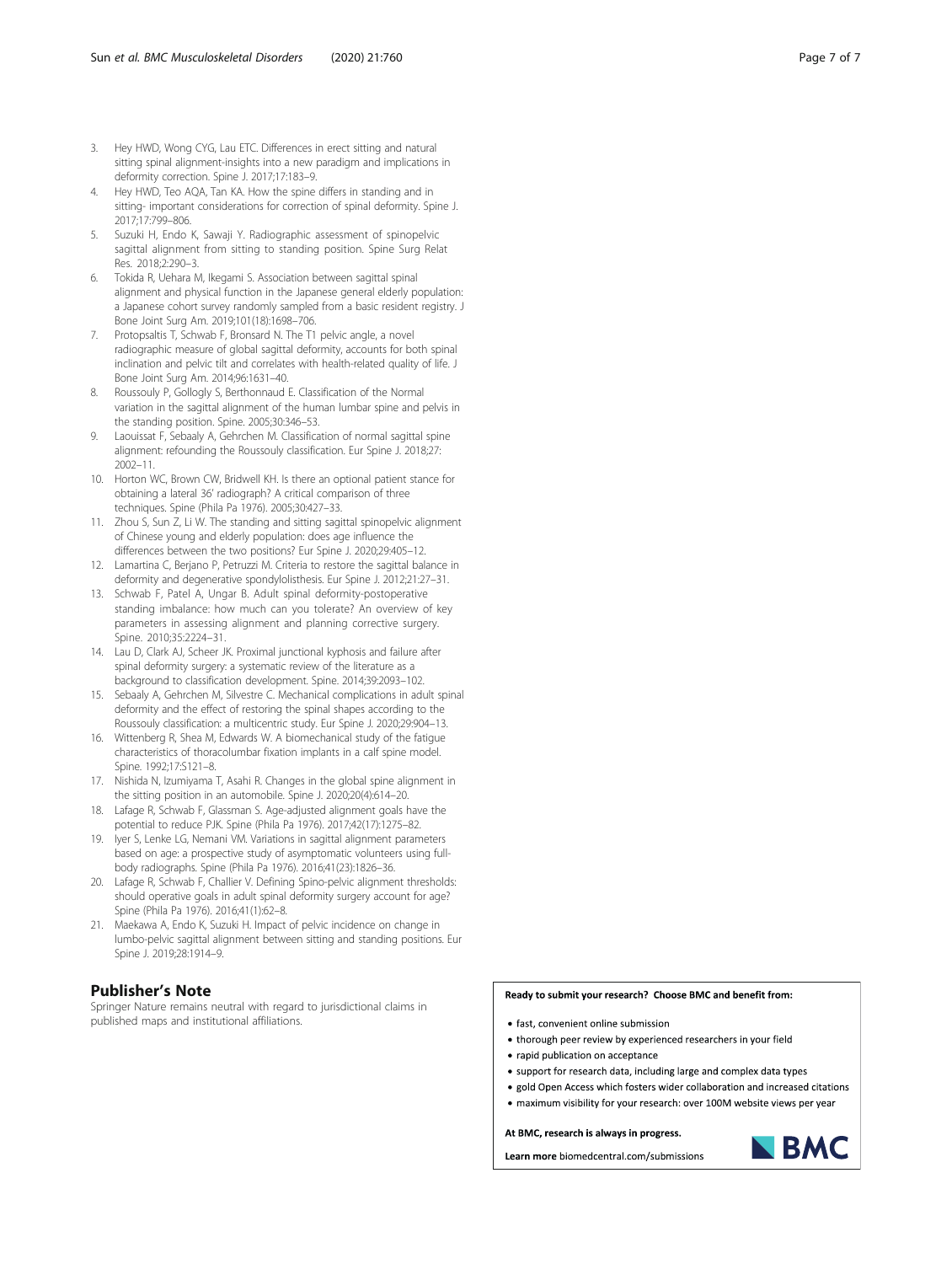3. Hey HWD, Wong CYG, Lau ETC. Differences in erect sitting and natural sitting spinal alignment-insights into a new paradigm and implications in deformity correction. Spine J. 2017;17:183–9.
4. Hey HWD, Teo AQA, Tan KA. How the spine differs in standing and in sitting- important considerations for correction of spinal deformity. Spine J. 2017;17:799–806.
5. Suzuki H, Endo K, Sawaji Y. Radiographic assessment of spinopelvic sagittal alignment from sitting to standing position. Spine Surg Relat Res. 2018;2:290–3.
6. Tokida R, Uehara M, Ikegami S. Association between sagittal spinal alignment and physical function in the Japanese general elderly population: a Japanese cohort survey randomly sampled from a basic resident registry. J Bone Joint Surg Am. 2019;101(18):1698–706.
7. Protopsaltis T, Schwab F, Bronsard N. The T1 pelvic angle, a novel radiographic measure of global sagittal deformity, accounts for both spinal inclination and pelvic tilt and correlates with health-related quality of life. J Bone Joint Surg Am. 2014;96:1631–40.
8. Roussouly P, Gollogly S, Berthonnaud E. Classification of the Normal variation in the sagittal alignment of the human lumbar spine and pelvis in the standing position. Spine. 2005;30:346–53.
9. Laouissat F, Sebaaly A, Gehrchen M. Classification of normal sagittal spine alignment: refounding the Roussouly classification. Eur Spine J. 2018;27: 2002–11.
10. Horton WC, Brown CW, Bridwell KH. Is there an optional patient stance for obtaining a lateral 36′ radiograph? A critical comparison of three techniques. Spine (Phila Pa 1976). 2005;30:427–33.
11. Zhou S, Sun Z, Li W. The standing and sitting sagittal spinopelvic alignment of Chinese young and elderly population: does age influence the differences between the two positions? Eur Spine J. 2020;29:405–12.
12. Lamartina C, Berjano P, Petruzzi M. Criteria to restore the sagittal balance in deformity and degenerative spondylolisthesis. Eur Spine J. 2012;21:27–31.
13. Schwab F, Patel A, Ungar B. Adult spinal deformity-postoperative standing imbalance: how much can you tolerate? An overview of key parameters in assessing alignment and planning corrective surgery. Spine. 2010;35:2224–31.
14. Lau D, Clark AJ, Scheer JK. Proximal junctional kyphosis and failure after spinal deformity surgery: a systematic review of the literature as a background to classification development. Spine. 2014;39:2093–102.
15. Sebaaly A, Gehrchen M, Silvestre C. Mechanical complications in adult spinal deformity and the effect of restoring the spinal shapes according to the Roussouly classification: a multicentric study. Eur Spine J. 2020;29:904–13.
16. Wittenberg R, Shea M, Edwards W. A biomechanical study of the fatigue characteristics of thoracolumbar fixation implants in a calf spine model. Spine. 1992;17:S121–8.
17. Nishida N, Izumiyama T, Asahi R. Changes in the global spine alignment in the sitting position in an automobile. Spine J. 2020;20(4):614–20.
18. Lafage R, Schwab F, Glassman S. Age-adjusted alignment goals have the potential to reduce PJK. Spine (Phila Pa 1976). 2017;42(17):1275–82.
19. Iyer S, Lenke LG, Nemani VM. Variations in sagittal alignment parameters based on age: a prospective study of asymptomatic volunteers using full-body radiographs. Spine (Phila Pa 1976). 2016;41(23):1826–36.
20. Lafage R, Schwab F, Challier V. Defining Spino-pelvic alignment thresholds: should operative goals in adult spinal deformity surgery account for age? Spine (Phila Pa 1976). 2016;41(1):62–8.
21. Maekawa A, Endo K, Suzuki H. Impact of pelvic incidence on change in lumbo-pelvic sagittal alignment between sitting and standing positions. Eur Spine J. 2019;28:1914–9.

## Publisher's Note

Springer Nature remains neutral with regard to jurisdictional claims in published maps and institutional affiliations.

**Ready to submit your research? Choose BMC and benefit from:**

- fast, convenient online submission
- thorough peer review by experienced researchers in your field
- rapid publication on acceptance
- support for research data, including large and complex data types
- gold Open Access which fosters wider collaboration and increased citations
- maximum visibility for your research: over 100M website views per year

**At BMC, research is always in progress.**

**Learn more** biomedcentral.com/submissions

BMC